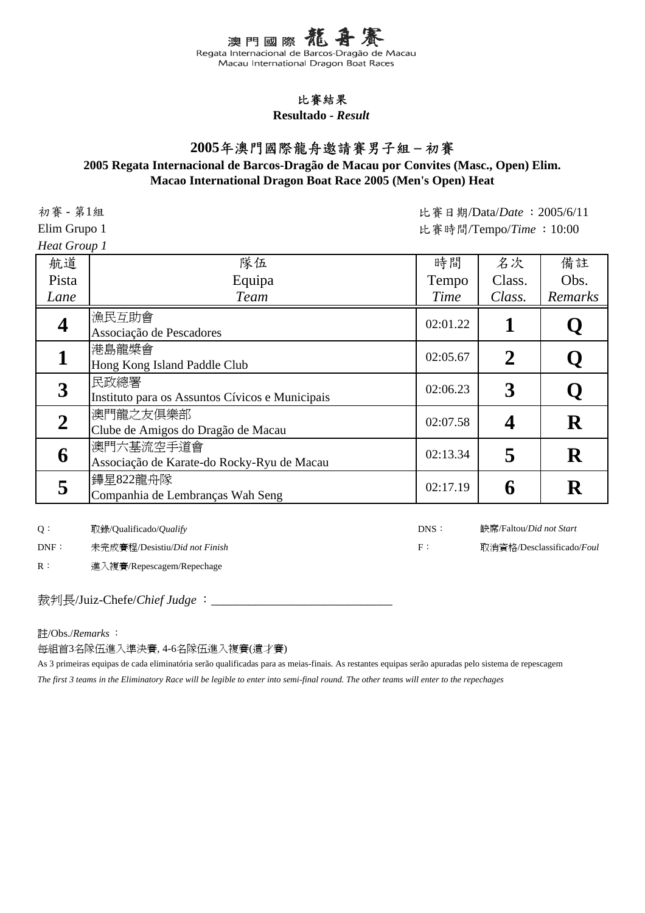# 澳門國際龍舟賽

Regata Internacional de Barcos-Dragão de Macau
Macau International Dragon Boat Races

## 比賽結果
**Resultado** - ***Result***

## 2005年澳門國際龍舟邀請賽男子組－初賽
**2005 Regata Internacional de Barcos-Dragão de Macau por Convites (Masc., Open) Elim.**
**Macao International Dragon Boat Race 2005 (Men's Open) Heat**

初賽 - 第1組
Elim Grupo 1
*Heat Group 1*

比賽日期/Data/*Date* ：2005/6/11
比賽時間/Tempo/*Time* ：10:00

| 航道<br>Pista<br>*Lane* | 隊伍<br>Equipa<br>*Team* | 時間<br>Tempo<br>*Time* | 名次<br>Class.<br>*Class.* | 備註<br>Obs.<br>*Remarks* |
|---|---|---|---|---|
| **4** | 漁民互助會<br>Associação de Pescadores | 02:01.22 | **1** | **Q** |
| **1** | 港島龍槳會<br>Hong Kong Island Paddle Club | 02:05.67 | **2** | **Q** |
| **3** | 民政總署<br>Instituto para os Assuntos Cívicos e Municipais | 02:06.23 | **3** | **Q** |
| **2** | 澳門龍之友俱樂部<br>Clube de Amigos do Dragão de Macau | 02:07.58 | **4** | **R** |
| **6** | 澳門六基流空手道會<br>Associação de Karate-do Rocky-Ryu de Macau | 02:13.34 | **5** | **R** |
| **5** | 鏵星822龍舟隊<br>Companhia de Lembranças Wah Seng | 02:17.19 | **6** | **R** |

Q： 取錄/Qualificado/*Qualify*
DNS： 缺席/Faltou/*Did not Start*
DNF： 未完成賽程/Desistiu/*Did not Finish*
F： 取消資格/Desclassificado/*Foul*
R： 進入複賽/Repescagem/Repechage

裁判長/Juiz-Chefe/*Chief Judge* ：____________________________

註/Obs./*Remarks* ：

每組首3名隊伍進入準決賽, 4-6名隊伍進入複賽(遺才賽)

As 3 primeiras equipas de cada eliminatória serão qualificadas para as meias-finais. As restantes equipas serão apuradas pelo sistema de repescagem

*The first 3 teams in the Eliminatory Race will be legible to enter into semi-final round. The other teams will enter to the repechages*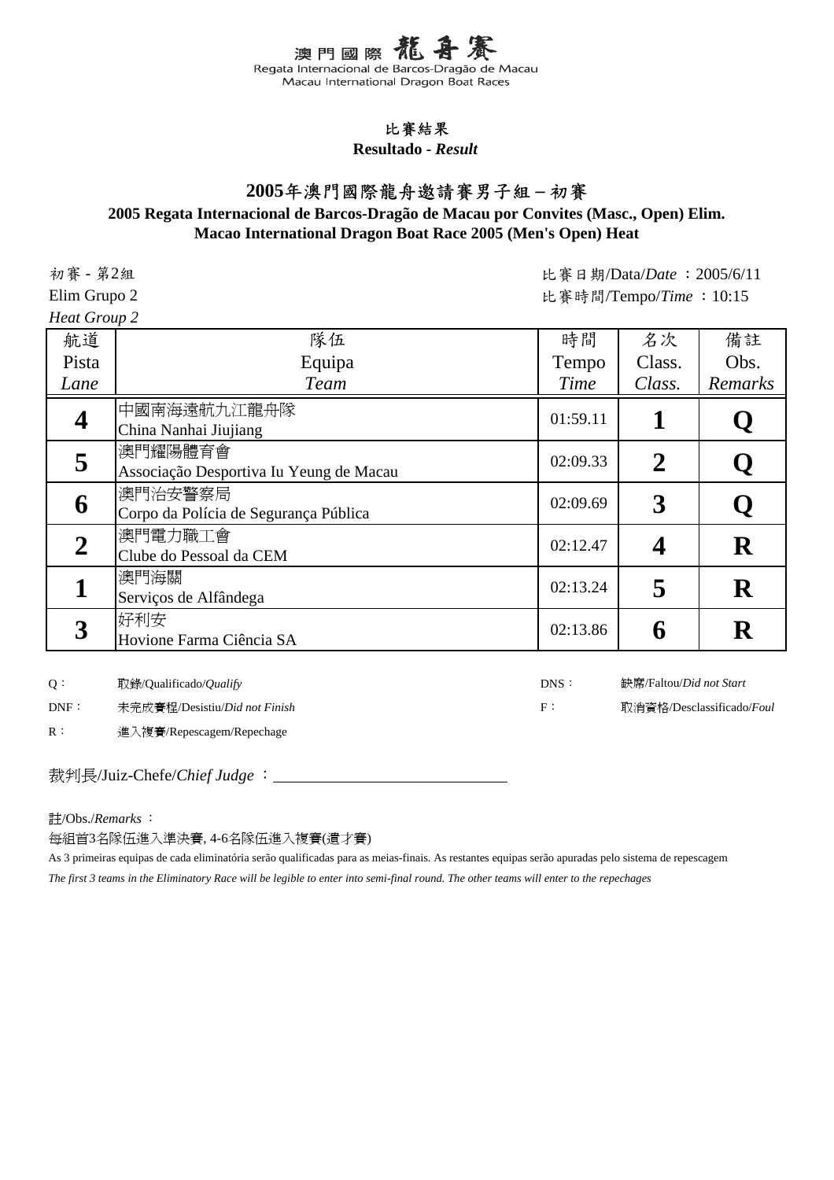# 澳門國際龍舟賽

Regata Internacional de Barcos-Dragão de Macau

Macau International Dragon Boat Races

## 比賽結果

**Resultado - *Result***

## 2005年澳門國際龍舟邀請賽男子組－初賽

**2005 Regata Internacional de Barcos-Dragão de Macau por Convites (Masc., Open) Elim.**

**Macao International Dragon Boat Race 2005 (Men's Open) Heat**

初賽 - 第2組
Elim Grupo 2
*Heat Group 2*

比賽日期/Data/*Date* ：2005/6/11
比賽時間/Tempo/*Time* ：10:15

| 航道 Pista *Lane* | 隊伍 Equipa *Team* | 時間 Tempo *Time* | 名次 Class. *Class.* | 備註 Obs. *Remarks* |
|---|---|---|---|---|
| **4** | 中國南海遠航九江龍舟隊 China Nanhai Jiujiang | 01:59.11 | **1** | **Q** |
| **5** | 澳門耀陽體育會 Associação Desportiva Iu Yeung de Macau | 02:09.33 | **2** | **Q** |
| **6** | 澳門治安警察局 Corpo da Polícia de Segurança Pública | 02:09.69 | **3** | **Q** |
| **2** | 澳門電力職工會 Clube do Pessoal da CEM | 02:12.47 | **4** | **R** |
| **1** | 澳門海關 Serviços de Alfândega | 02:13.24 | **5** | **R** |
| **3** | 好利安 Hovione Farma Ciência SA | 02:13.86 | **6** | **R** |

Q： 取錄/Qualificado/*Qualify*

DNF： 未完成賽程/Desistiu/*Did not Finish*

R： 進入複賽/Repescagem/Repechage

DNS： 缺席/Faltou/*Did not Start*

F： 取消資格/Desclassificado/*Foul*

裁判長/Juiz-Chefe/*Chief Judge* ：_____________________________

註/Obs./*Remarks* ：

每組首3名隊伍進入準決賽, 4-6名隊伍進入複賽(遺才賽)

As 3 primeiras equipas de cada eliminatória serão qualificadas para as meias-finais. As restantes equipas serão apuradas pelo sistema de repescagem

*The first 3 teams in the Eliminatory Race will be legible to enter into semi-final round. The other teams will enter to the repechages*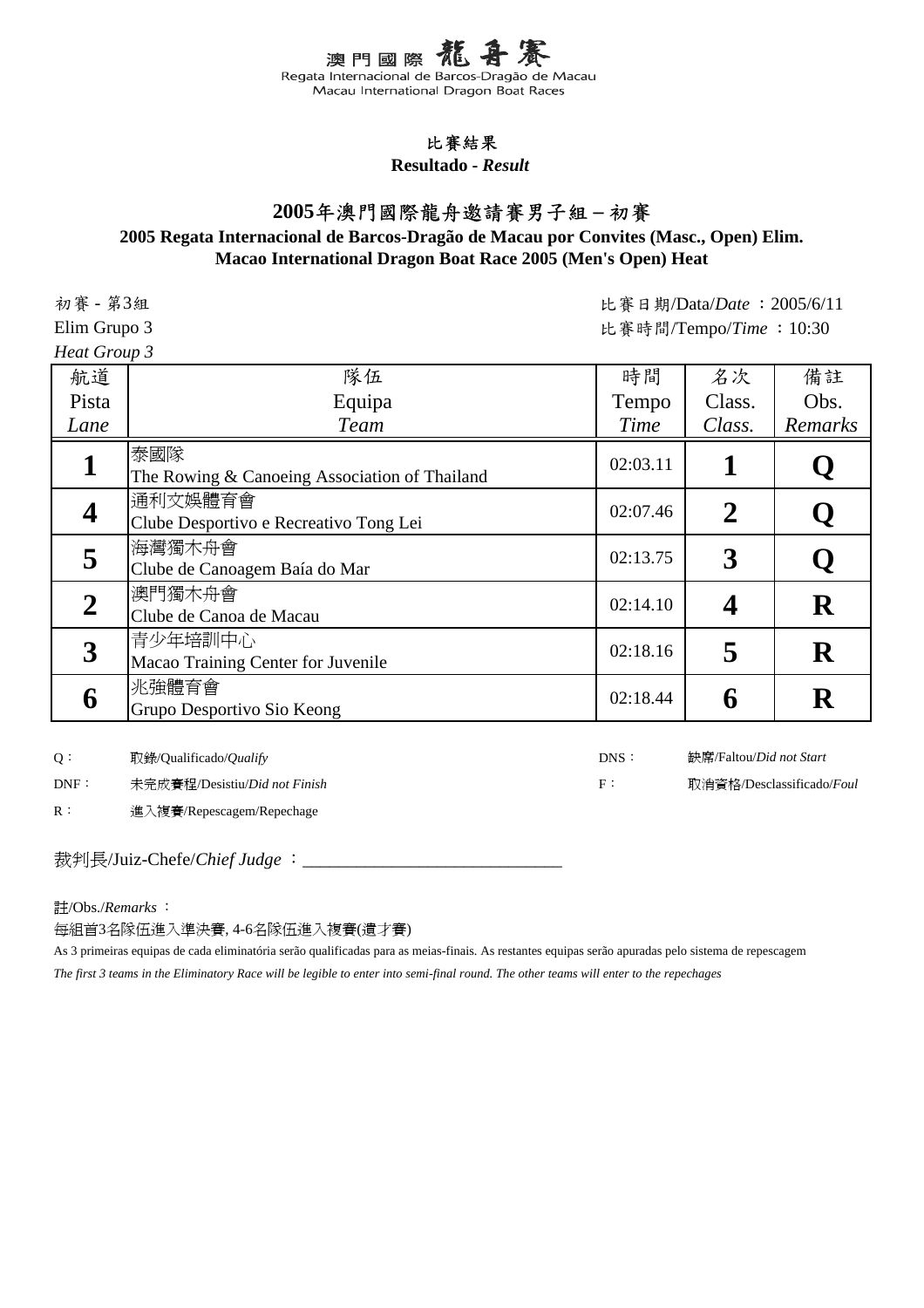澳門國際 龍舟賽
Regata Internacional de Barcos-Dragão de Macau
Macau International Dragon Boat Races

## 比賽結果
**Resultado - *Result***

## 2005年澳門國際龍舟邀請賽男子組 – 初賽
**2005 Regata Internacional de Barcos-Dragão de Macau por Convites (Masc., Open) Elim.**
**Macao International Dragon Boat Race 2005 (Men's Open) Heat**

初賽 - 第3組
Elim Grupo 3
*Heat Group 3*

比賽日期/Data/*Date* ：2005/6/11
比賽時間/Tempo/*Time* ：10:30

| 航道 Pista *Lane* | 隊伍 Equipa *Team* | 時間 Tempo *Time* | 名次 Class. *Class.* | 備註 Obs. *Remarks* |
|---|---|---|---|---|
| **1** | 泰國隊<br>The Rowing & Canoeing Association of Thailand | 02:03.11 | **1** | **Q** |
| **4** | 通利文娛體育會<br>Clube Desportivo e Recreativo Tong Lei | 02:07.46 | **2** | **Q** |
| **5** | 海灣獨木舟會<br>Clube de Canoagem Baía do Mar | 02:13.75 | **3** | **Q** |
| **2** | 澳門獨木舟會<br>Clube de Canoa de Macau | 02:14.10 | **4** | **R** |
| **3** | 青少年培訓中心<br>Macao Training Center for Juvenile | 02:18.16 | **5** | **R** |
| **6** | 兆強體育會<br>Grupo Desportivo Sio Keong | 02:18.44 | **6** | **R** |

Q： 取錄/Qualificado/*Qualify*
DNS： 缺席/Faltou/*Did not Start*
DNF： 未完成賽程/Desistiu/*Did not Finish*
F： 取消資格/Desclassificado/*Foul*
R： 進入複賽/Repescagem/Repechage

裁判長/Juiz-Chefe/*Chief Judge* ：_____________________________

註/Obs./*Remarks* ：

每組首3名隊伍進入準決賽, 4-6名隊伍進入複賽(遺才賽)

As 3 primeiras equipas de cada eliminatória serão qualificadas para as meias-finais. As restantes equipas serão apuradas pelo sistema de repescagem

*The first 3 teams in the Eliminatory Race will be legible to enter into semi-final round. The other teams will enter to the repechages*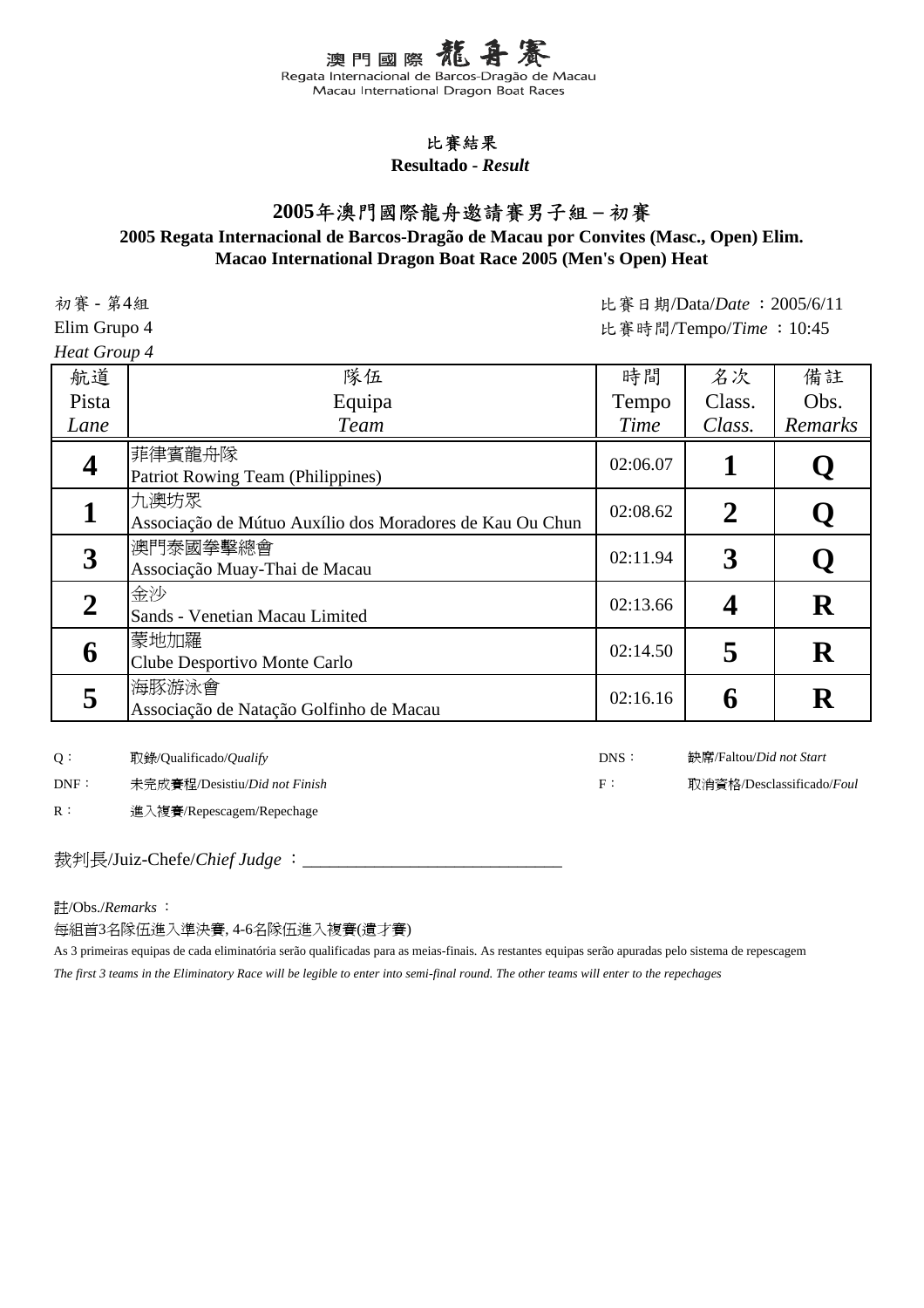澳門國際龍舟賽
Regata Internacional de Barcos-Dragão de Macau
Macau International Dragon Boat Races

## 比賽結果
**Resultado - *Result***

# 2005年澳門國際龍舟邀請賽男子組－初賽
## 2005 Regata Internacional de Barcos-Dragão de Macau por Convites (Masc., Open) Elim.
## Macao International Dragon Boat Race 2005 (Men's Open) Heat

初賽 - 第4組
Elim Grupo 4
*Heat Group 4*

比賽日期/Data/*Date* ：2005/6/11
比賽時間/Tempo/*Time* ：10:45

| 航道<br>Pista<br>*Lane* | 隊伍<br>Equipa<br>*Team* | 時間<br>Tempo<br>*Time* | 名次<br>Class.<br>*Class.* | 備註<br>Obs.<br>*Remarks* |
|---|---|---|---|---|
| **4** | 菲律賓龍舟隊<br>Patriot Rowing Team (Philippines) | 02:06.07 | **1** | **Q** |
| **1** | 九澳坊眾<br>Associação de Mútuo Auxílio dos Moradores de Kau Ou Chun | 02:08.62 | **2** | **Q** |
| **3** | 澳門泰國拳擊總會<br>Associação Muay-Thai de Macau | 02:11.94 | **3** | **Q** |
| **2** | 金沙<br>Sands - Venetian Macau Limited | 02:13.66 | **4** | **R** |
| **6** | 蒙地加羅<br>Clube Desportivo Monte Carlo | 02:14.50 | **5** | **R** |
| **5** | 海豚游泳會<br>Associação de Natação Golfinho de Macau | 02:16.16 | **6** | **R** |

Q： 取錄/Qualificado/*Qualify*
DNS： 缺席/Faltou/*Did not Start*
DNF： 未完成賽程/Desistiu/*Did not Finish*
F： 取消資格/Desclassificado/*Foul*
R： 進入複賽/Repescagem/Repechage

裁判長/Juiz-Chefe/*Chief Judge* ：_____________________________

註/Obs./*Remarks* ：

每組首3名隊伍進入準決賽, 4-6名隊伍進入複賽(遺才賽)

As 3 primeiras equipas de cada eliminatória serão qualificadas para as meias-finais. As restantes equipas serão apuradas pelo sistema de repescagem

*The first 3 teams in the Eliminatory Race will be legible to enter into semi-final round. The other teams will enter to the repechages*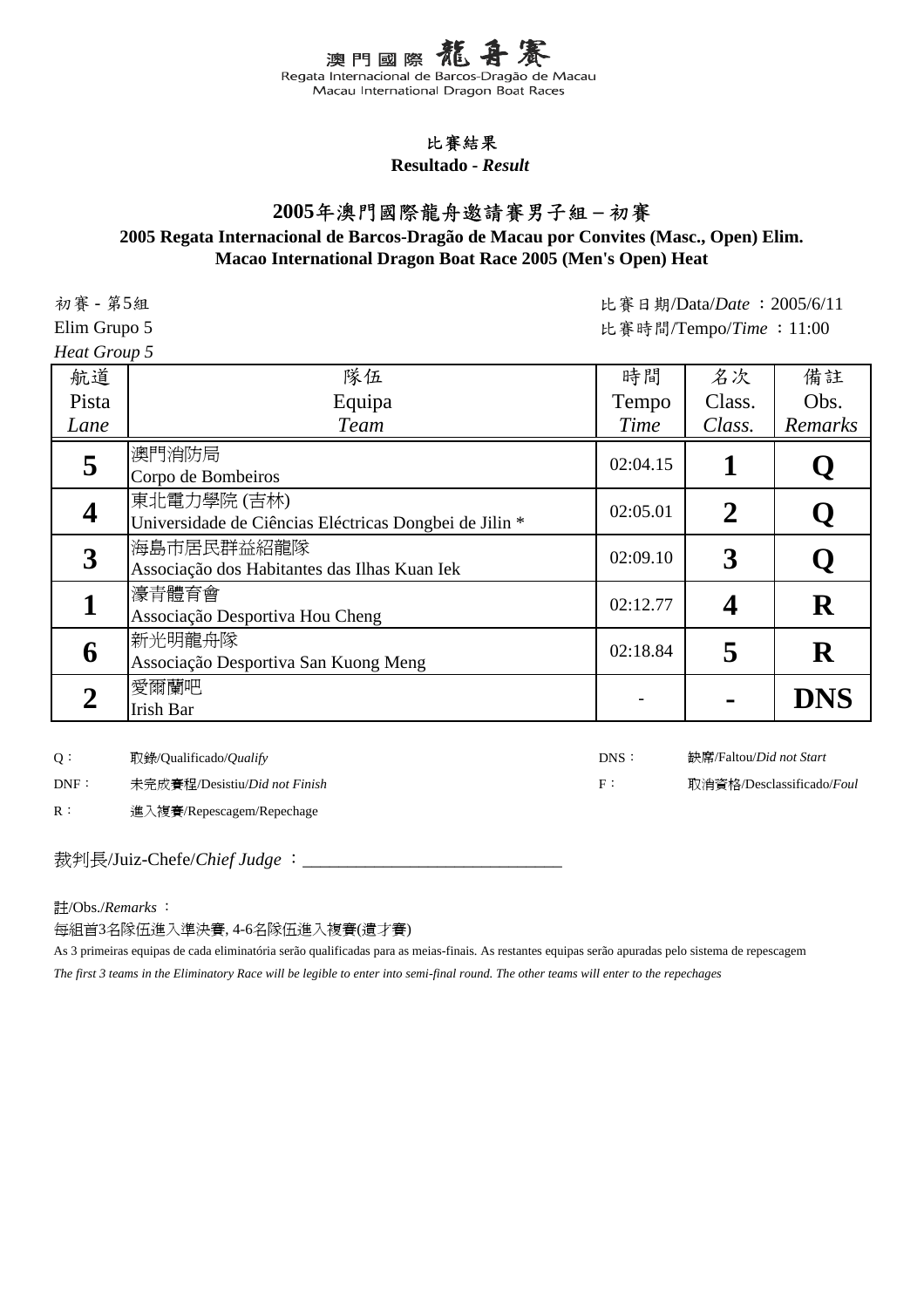澳門國際龍舟賽
Regata Internacional de Barcos-Dragão de Macau
Macau International Dragon Boat Races

## 比賽結果
**Resultado - *Result***

## 2005年澳門國際龍舟邀請賽男子組 – 初賽
### 2005 Regata Internacional de Barcos-Dragão de Macau por Convites (Masc., Open) Elim.
### Macao International Dragon Boat Race 2005 (Men's Open) Heat

初賽 - 第5組
Elim Grupo 5
*Heat Group 5*

比賽日期/Data/*Date* ：2005/6/11
比賽時間/Tempo/*Time* ：11:00

| 航道 Pista *Lane* | 隊伍 Equipa *Team* | 時間 Tempo *Time* | 名次 Class. *Class.* | 備註 Obs. *Remarks* |
|---|---|---|---|---|
| **5** | 澳門消防局<br>Corpo de Bombeiros | 02:04.15 | **1** | **Q** |
| **4** | 東北電力學院 (吉林)<br>Universidade de Ciências Eléctricas Dongbei de Jilin * | 02:05.01 | **2** | **Q** |
| **3** | 海島市居民群益紹龍隊<br>Associação dos Habitantes das Ilhas Kuan Iek | 02:09.10 | **3** | **Q** |
| **1** | 濠青體育會<br>Associação Desportiva Hou Cheng | 02:12.77 | **4** | **R** |
| **6** | 新光明龍舟隊<br>Associação Desportiva San Kuong Meng | 02:18.84 | **5** | **R** |
| **2** | 愛爾蘭吧<br>Irish Bar | - | **-** | **DNS** |

Q： 取錄/Qualificado/*Qualify*
DNF： 未完成賽程/Desistiu/*Did not Finish*
R： 進入複賽/Repescagem/Repechage
DNS： 缺席/Faltou/*Did not Start*
F： 取消資格/Desclassificado/*Foul*

裁判長/Juiz-Chefe/*Chief Judge* ：\_\_\_\_\_\_\_\_\_\_\_\_\_\_\_\_\_\_\_\_\_\_\_\_\_\_\_\_\_\_

註/Obs./*Remarks* ：

每組首3名隊伍進入準決賽, 4-6名隊伍進入複賽(遺才賽)

As 3 primeiras equipas de cada eliminatória serão qualificadas para as meias-finais. As restantes equipas serão apuradas pelo sistema de repescagem

*The first 3 teams in the Eliminatory Race will be legible to enter into semi-final round. The other teams will enter to the repechages*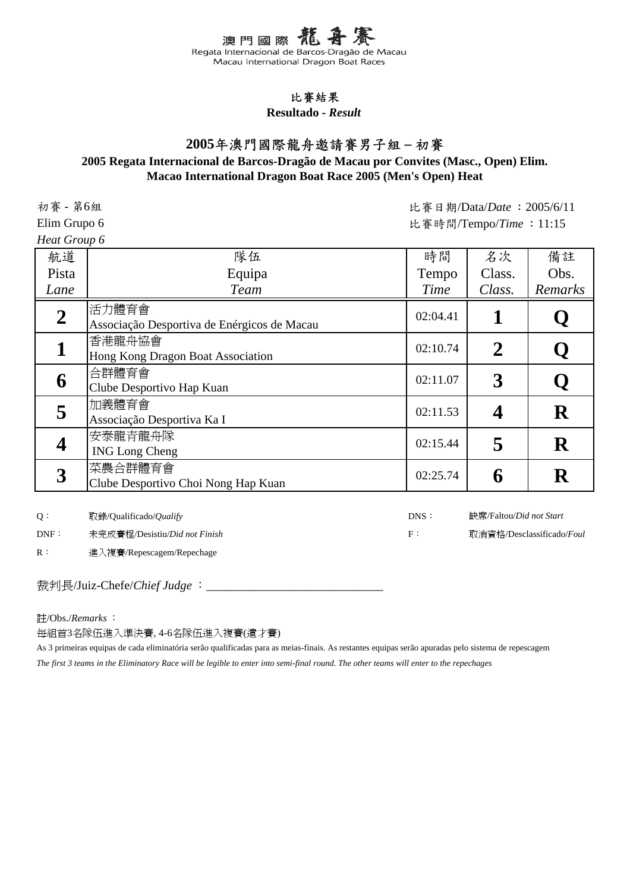澳門國際龍舟賽
Regata Internacional de Barcos-Dragão de Macau
Macau International Dragon Boat Races

## 比賽結果
**Resultado - *Result***

# 2005年澳門國際龍舟邀請賽男子組 – 初賽

### 2005 Regata Internacional de Barcos-Dragão de Macau por Convites (Masc., Open) Elim.
### Macao International Dragon Boat Race 2005 (Men's Open) Heat

初賽 - 第6組
Elim Grupo 6
*Heat Group 6*

比賽日期/Data/*Date* ：2005/6/11
比賽時間/Tempo/*Time* ：11:15

| 航道 Pista *Lane* | 隊伍 Equipa *Team* | 時間 Tempo *Time* | 名次 Class. *Class.* | 備註 Obs. *Remarks* |
|---|---|---|---|---|
| **2** | 活力體育會 Associação Desportiva de Enérgicos de Macau | 02:04.41 | **1** | **Q** |
| **1** | 香港龍舟協會 Hong Kong Dragon Boat Association | 02:10.74 | **2** | **Q** |
| **6** | 合群體育會 Clube Desportivo Hap Kuan | 02:11.07 | **3** | **Q** |
| **5** | 加義體育會 Associação Desportiva Ka I | 02:11.53 | **4** | **R** |
| **4** | 安泰龍青龍舟隊 ING Long Cheng | 02:15.44 | **5** | **R** |
| **3** | 菜農合群體育會 Clube Desportivo Choi Nong Hap Kuan | 02:25.74 | **6** | **R** |

Q： 取錄/Qualificado/*Qualify*
DNF： 未完成賽程/Desistiu/*Did not Finish*
R： 進入複賽/Repescagem/Repechage
DNS： 缺席/Faltou/*Did not Start*
F： 取消資格/Desclassificado/*Foul*

裁判長/Juiz-Chefe/*Chief Judge* ：_____________________________

註/Obs./*Remarks* ：

每組首3名隊伍進入準決賽, 4-6名隊伍進入複賽(遺才賽)

As 3 primeiras equipas de cada eliminatória serão qualificadas para as meias-finais. As restantes equipas serão apuradas pelo sistema de repescagem

*The first 3 teams in the Eliminatory Race will be legible to enter into semi-final round. The other teams will enter to the repechages*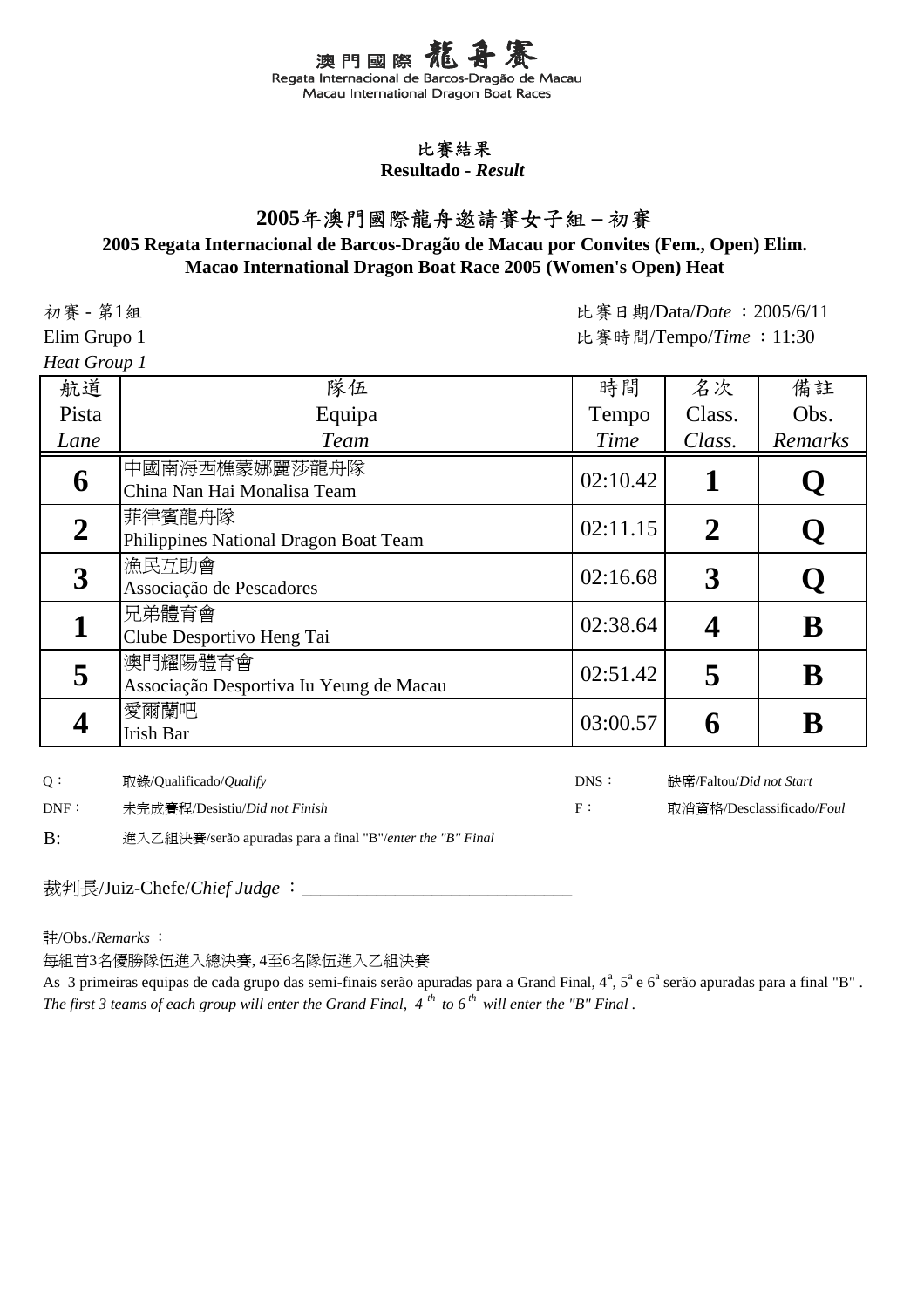# 澳門國際龍舟賽

Regata Internacional de Barcos-Dragão de Macau
Macau International Dragon Boat Races

## 比賽結果
**Resultado - *Result***

## 2005年澳門國際龍舟邀請賽女子組－初賽
### 2005 Regata Internacional de Barcos-Dragão de Macau por Convites (Fem., Open) Elim.
### Macao International Dragon Boat Race 2005 (Women's Open) Heat

初賽 - 第1組
Elim Grupo 1
*Heat Group 1*

比賽日期/Data/*Date* ：2005/6/11
比賽時間/Tempo/*Time* ：11:30

| 航道<br>Pista<br>*Lane* | 隊伍<br>Equipa<br>*Team* | 時間<br>Tempo<br>*Time* | 名次<br>Class.<br>*Class.* | 備註<br>Obs.<br>*Remarks* |
|---|---|---|---|---|
| **6** | 中國南海西樵蒙娜麗莎龍舟隊<br>China Nan Hai Monalisa Team | 02:10.42 | **1** | **Q** |
| **2** | 菲律賓龍舟隊<br>Philippines National Dragon Boat Team | 02:11.15 | **2** | **Q** |
| **3** | 漁民互助會<br>Associação de Pescadores | 02:16.68 | **3** | **Q** |
| **1** | 兄弟體育會<br>Clube Desportivo Heng Tai | 02:38.64 | **4** | **B** |
| **5** | 澳門耀陽體育會<br>Associação Desportiva Iu Yeung de Macau | 02:51.42 | **5** | **B** |
| **4** | 愛爾蘭吧<br>Irish Bar | 03:00.57 | **6** | **B** |

Q： 取錄/Qualificado/*Qualify*
DNS： 缺席/Faltou/*Did not Start*
DNF： 未完成賽程/Desistiu/*Did not Finish*
F： 取消資格/Desclassificado/*Foul*
B: 進入乙組決賽/serão apuradas para a final "B"/*enter the "B" Final*

裁判長/Juiz-Chefe/*Chief Judge* ：_____________________________

註/Obs./*Remarks* ：

每組首3名優勝隊伍進入總決賽, 4至6名隊伍進入乙組決賽

As 3 primeiras equipas de cada grupo das semi-finais serão apuradas para a Grand Final, 4ª, 5ª e 6ª serão apuradas para a final "B" .

*The first 3 teams of each group will enter the Grand Final, 4th to 6th will enter the "B" Final .*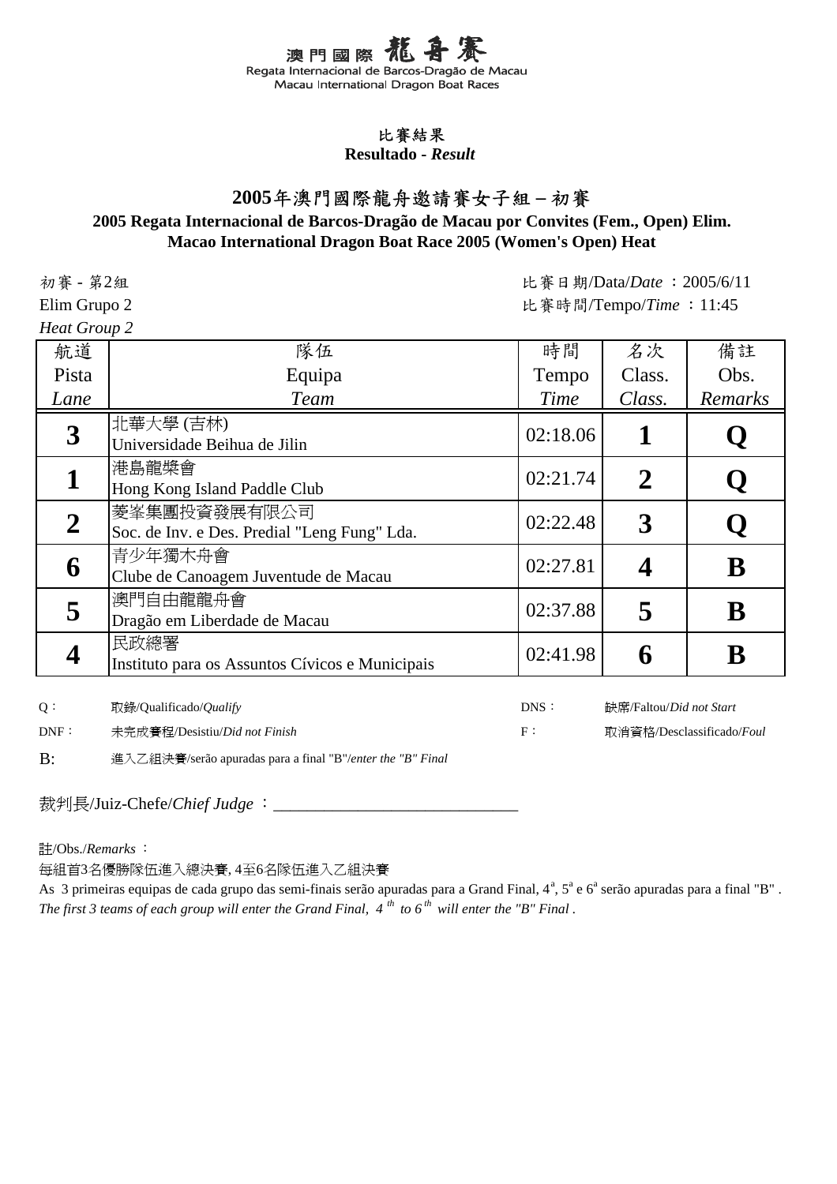# 澳門國際龍舟賽
Regata Internacional de Barcos-Dragão de Macau
Macau International Dragon Boat Races

## 比賽結果
**Resultado - *Result***

## 2005年澳門國際龍舟邀請賽女子組 – 初賽
**2005 Regata Internacional de Barcos-Dragão de Macau por Convites (Fem., Open) Elim.**
**Macao International Dragon Boat Race 2005 (Women's Open) Heat**

初賽 - 第2組
Elim Grupo 2
*Heat Group 2*

比賽日期/Data/*Date* ：2005/6/11
比賽時間/Tempo/*Time* ：11:45

| 航道<br>Pista<br>*Lane* | 隊伍<br>Equipa<br>*Team* | 時間<br>Tempo<br>*Time* | 名次<br>Class.<br>*Class.* | 備註<br>Obs.<br>*Remarks* |
|---|---|---|---|---|
| **3** | 北華大學 (吉林)<br>Universidade Beihua de Jilin | 02:18.06 | **1** | **Q** |
| **1** | 港島龍槳會<br>Hong Kong Island Paddle Club | 02:21.74 | **2** | **Q** |
| **2** | 菱峯集團投資發展有限公司<br>Soc. de Inv. e Des. Predial "Leng Fung" Lda. | 02:22.48 | **3** | **Q** |
| **6** | 青少年獨木舟會<br>Clube de Canoagem Juventude de Macau | 02:27.81 | **4** | **B** |
| **5** | 澳門自由龍龍舟會<br>Dragão em Liberdade de Macau | 02:37.88 | **5** | **B** |
| **4** | 民政總署<br>Instituto para os Assuntos Cívicos e Municipais | 02:41.98 | **6** | **B** |

Q： 取錄/Qualificado/*Qualify*
DNS： 缺席/Faltou/*Did not Start*
DNF： 未完成賽程/Desistiu/*Did not Finish*
F： 取消資格/Desclassificado/*Foul*
B: 進入乙組決賽/serão apuradas para a final "B"/*enter the "B" Final*

裁判長/Juiz-Chefe/*Chief Judge* ：______________________________

註/Obs./*Remarks* ：
每組首3名優勝隊伍進入總決賽, 4至6名隊伍進入乙組決賽
As 3 primeiras equipas de cada grupo das semi-finais serão apuradas para a Grand Final, 4ª, 5ª e 6ª serão apuradas para a final "B" .
*The first 3 teams of each group will enter the Grand Final, 4th to 6th will enter the "B" Final .*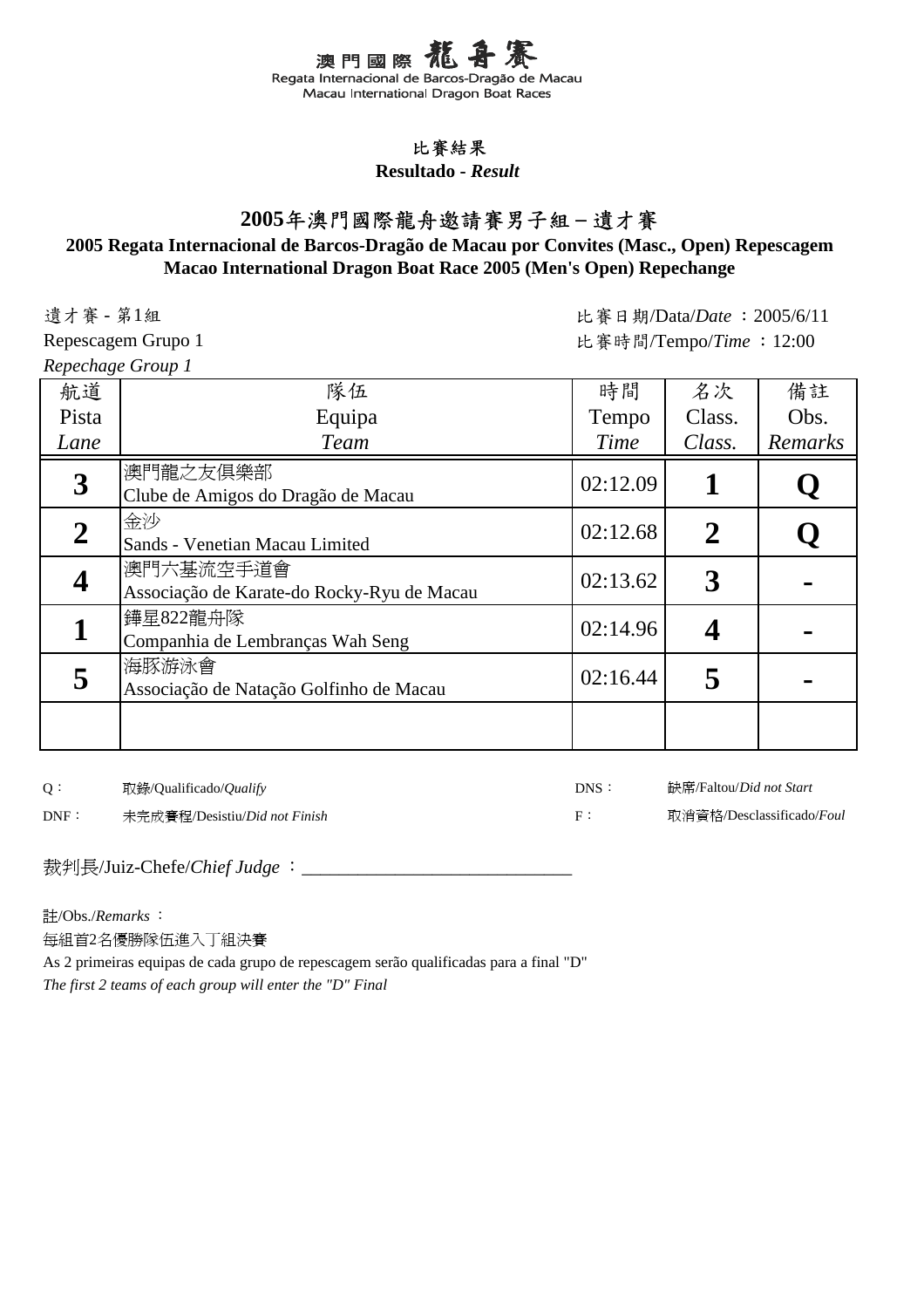澳門國際龍舟賽
Regata Internacional de Barcos-Dragão de Macau
Macau International Dragon Boat Races

## 比賽結果
**Resultado - *Result***

# 2005年澳門國際龍舟邀請賽男子組 – 遺才賽

## 2005 Regata Internacional de Barcos-Dragão de Macau por Convites (Masc., Open) Repescagem
## Macao International Dragon Boat Race 2005 (Men's Open) Repechange

遺才賽 - 第1組
Repescagem Grupo 1
*Repechage Group 1*

比賽日期/Data/*Date* ：2005/6/11
比賽時間/Tempo/*Time* ：12:00

| 航道 Pista *Lane* | 隊伍 Equipa *Team* | 時間 Tempo *Time* | 名次 Class. *Class.* | 備註 Obs. *Remarks* |
|---|---|---|---|---|
| **3** | 澳門龍之友俱樂部 Clube de Amigos do Dragão de Macau | 02:12.09 | **1** | **Q** |
| **2** | 金沙 Sands - Venetian Macau Limited | 02:12.68 | **2** | **Q** |
| **4** | 澳門六基流空手道會 Associação de Karate-do Rocky-Ryu de Macau | 02:13.62 | **3** | **-** |
| **1** | 鏵星822龍舟隊 Companhia de Lembranças Wah Seng | 02:14.96 | **4** | **-** |
| **5** | 海豚游泳會 Associação de Natação Golfinho de Macau | 02:16.44 | **5** | **-** |
| | | | | |

Q： 取錄/Qualificado/*Qualify*
DNS： 缺席/Faltou/*Did not Start*
DNF： 未完成賽程/Desistiu/*Did not Finish*
F： 取消資格/Desclassificado/*Foul*

裁判長/Juiz-Chefe/*Chief Judge* ：_____________________________

註/Obs./*Remarks* ：
每組首2名優勝隊伍進入丁組決賽
As 2 primeiras equipas de cada grupo de repescagem serão qualificadas para a final "D"
*The first 2 teams of each group will enter the "D" Final*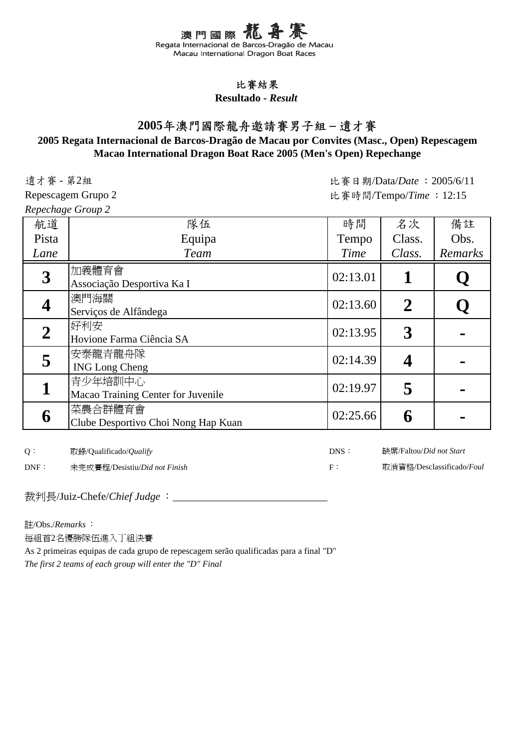澳門國際龍舟賽
Regata Internacional de Barcos-Dragão de Macau
Macau International Dragon Boat Races

## 比賽結果
**Resultado - *Result***

# 2005年澳門國際龍舟邀請賽男子組－遺才賽
## 2005 Regata Internacional de Barcos-Dragão de Macau por Convites (Masc., Open) Repescagem
## Macao International Dragon Boat Race 2005 (Men's Open) Repechange

遺才賽 - 第2組
Repescagem Grupo 2
*Repechage Group 2*

比賽日期/Data/*Date* ：2005/6/11
比賽時間/Tempo/*Time* ：12:15

| 航道 Pista *Lane* | 隊伍 Equipa *Team* | 時間 Tempo *Time* | 名次 Class. *Class.* | 備註 Obs. *Remarks* |
|---|---|---|---|---|
| **3** | 加義體育會<br>Associação Desportiva Ka I | 02:13.01 | **1** | **Q** |
| **4** | 澳門海關<br>Serviços de Alfândega | 02:13.60 | **2** | **Q** |
| **2** | 好利安<br>Hovione Farma Ciência SA | 02:13.95 | **3** | **-** |
| **5** | 安泰龍青龍舟隊<br>ING Long Cheng | 02:14.39 | **4** | **-** |
| **1** | 青少年培訓中心<br>Macao Training Center for Juvenile | 02:19.97 | **5** | **-** |
| **6** | 菜農合群體育會<br>Clube Desportivo Choi Nong Hap Kuan | 02:25.66 | **6** | **-** |

Q： 取錄/Qualificado/*Qualify*
DNS： 缺席/Faltou/*Did not Start*
DNF： 未完成賽程/Desistiu/*Did not Finish*
F： 取消資格/Desclassificado/*Foul*

裁判長/Juiz-Chefe/*Chief Judge* ：____________________________

註/Obs./*Remarks* ：
每組首2名優勝隊伍進入丁組決賽
As 2 primeiras equipas de cada grupo de repescagem serão qualificadas para a final "D"
*The first 2 teams of each group will enter the "D" Final*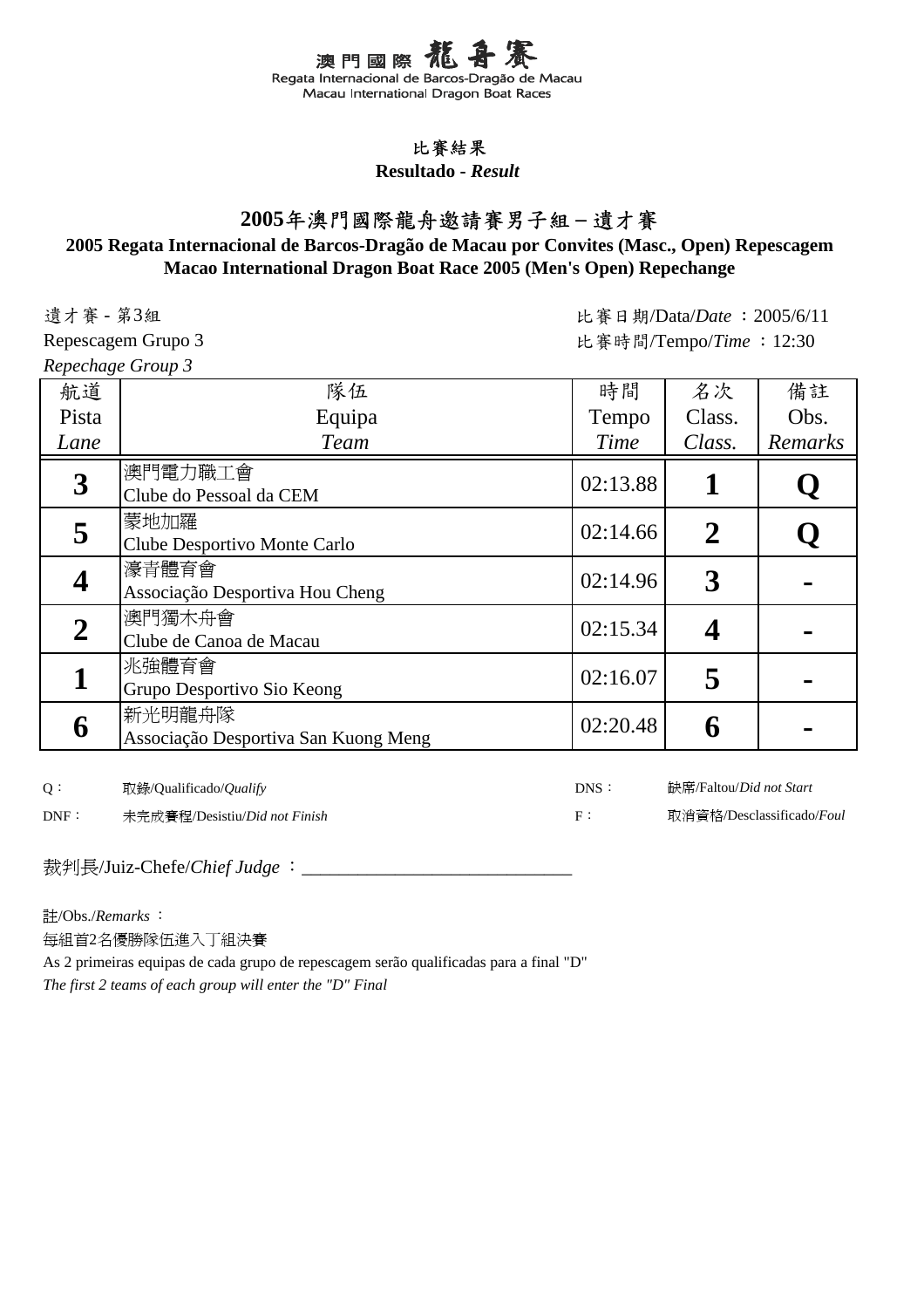澳門國際龍舟賽
Regata Internacional de Barcos-Dragão de Macau
Macau International Dragon Boat Races

## 比賽結果
**Resultado - *Result***

# 2005年澳門國際龍舟邀請賽男子組－遺才賽
## 2005 Regata Internacional de Barcos-Dragão de Macau por Convites (Masc., Open) Repescagem
## Macao International Dragon Boat Race 2005 (Men's Open) Repechange

遺才賽 - 第3組
Repescagem Grupo 3
*Repechage Group 3*

比賽日期/Data/*Date* ：2005/6/11
比賽時間/Tempo/*Time* ：12:30

| 航道 Pista *Lane* | 隊伍 Equipa *Team* | 時間 Tempo *Time* | 名次 Class. *Class.* | 備註 Obs. *Remarks* |
|---|---|---|---|---|
| **3** | 澳門電力職工會 Clube do Pessoal da CEM | 02:13.88 | **1** | **Q** |
| **5** | 蒙地加羅 Clube Desportivo Monte Carlo | 02:14.66 | **2** | **Q** |
| **4** | 濠青體育會 Associação Desportiva Hou Cheng | 02:14.96 | **3** | **-** |
| **2** | 澳門獨木舟會 Clube de Canoa de Macau | 02:15.34 | **4** | **-** |
| **1** | 兆強體育會 Grupo Desportivo Sio Keong | 02:16.07 | **5** | **-** |
| **6** | 新光明龍舟隊 Associação Desportiva San Kuong Meng | 02:20.48 | **6** | **-** |

Q： 取錄/Qualificado/*Qualify*
DNS： 缺席/Faltou/*Did not Start*
DNF： 未完成賽程/Desistiu/*Did not Finish*
F： 取消資格/Desclassificado/*Foul*

裁判長/Juiz-Chefe/*Chief Judge* ：\_\_\_\_\_\_\_\_\_\_\_\_\_\_\_\_\_\_\_\_\_\_\_\_\_\_\_\_\_\_

註/Obs./*Remarks* ：
每組首2名優勝隊伍進入丁組決賽
As 2 primeiras equipas de cada grupo de repescagem serão qualificadas para a final "D"
*The first 2 teams of each group will enter the "D" Final*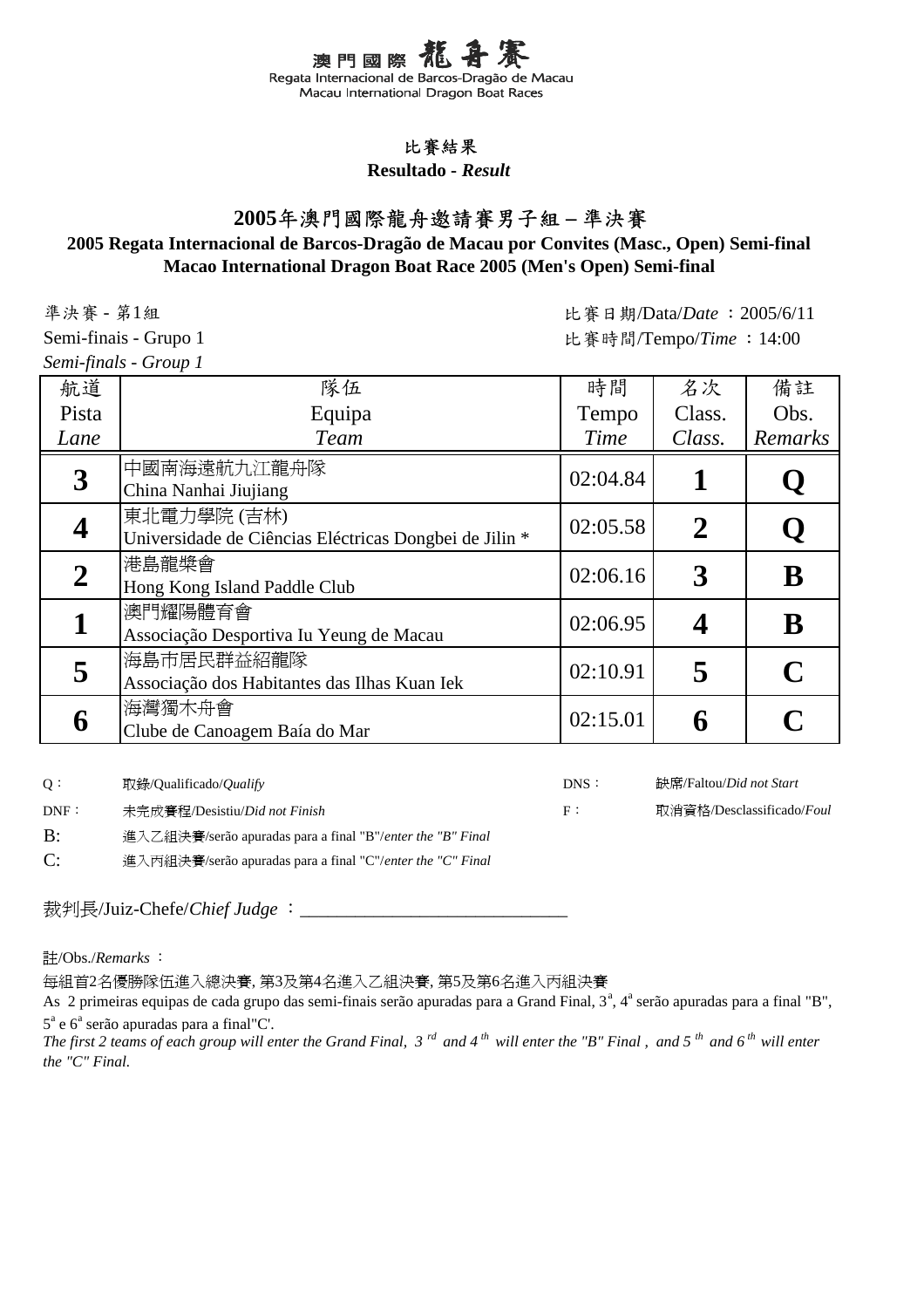# 澳門國際龍舟賽

Regata Internacional de Barcos-Dragão de Macau

Macau International Dragon Boat Races

## 比賽結果

**Resultado - *Result***

## 2005年澳門國際龍舟邀請賽男子組 – 準決賽

### 2005 Regata Internacional de Barcos-Dragão de Macau por Convites (Masc., Open) Semi-final

### Macao International Dragon Boat Race 2005 (Men's Open) Semi-final

準決賽 - 第1組
Semi-finais - Grupo 1
*Semi-finals - Group 1*

比賽日期/Data/*Date* ：2005/6/11
比賽時間/Tempo/*Time* ：14:00

| 航道 Pista *Lane* | 隊伍 Equipa *Team* | 時間 Tempo *Time* | 名次 Class. *Class.* | 備註 Obs. *Remarks* |
|---|---|---|---|---|
| **3** | 中國南海遠航九江龍舟隊<br>China Nanhai Jiujiang | 02:04.84 | **1** | **Q** |
| **4** | 東北電力學院 (吉林)<br>Universidade de Ciências Eléctricas Dongbei de Jilin * | 02:05.58 | **2** | **Q** |
| **2** | 港島龍槳會<br>Hong Kong Island Paddle Club | 02:06.16 | **3** | **B** |
| **1** | 澳門耀陽體育會<br>Associação Desportiva Iu Yeung de Macau | 02:06.95 | **4** | **B** |
| **5** | 海島市居民群益紹龍隊<br>Associação dos Habitantes das Ilhas Kuan Iek | 02:10.91 | **5** | **C** |
| **6** | 海灣獨木舟會<br>Clube de Canoagem Baía do Mar | 02:15.01 | **6** | **C** |

Q： 取錄/Qualificado/*Qualify*

DNS： 缺席/Faltou/*Did not Start*

DNF： 未完成賽程/Desistiu/*Did not Finish*

F： 取消資格/Desclassificado/*Foul*

B: 進入乙組決賽/serão apuradas para a final "B"/*enter the "B" Final*

C: 進入丙組決賽/serão apuradas para a final "C"/*enter the "C" Final*

裁判長/Juiz-Chefe/*Chief Judge* ：_____________________________

註/Obs./*Remarks* ：

每組首2名優勝隊伍進入總決賽, 第3及第4名進入乙組決賽, 第5及第6名進入丙組決賽

As 2 primeiras equipas de cada grupo das semi-finais serão apuradas para a Grand Final, 3[a], 4[a] serão apuradas para a final "B", 5[a] e 6[a] serão apuradas para a final"C'.

*The first 2 teams of each group will enter the Grand Final, 3[rd] and 4[th] will enter the "B" Final , and 5[th] and 6[th] will enter the "C" Final.*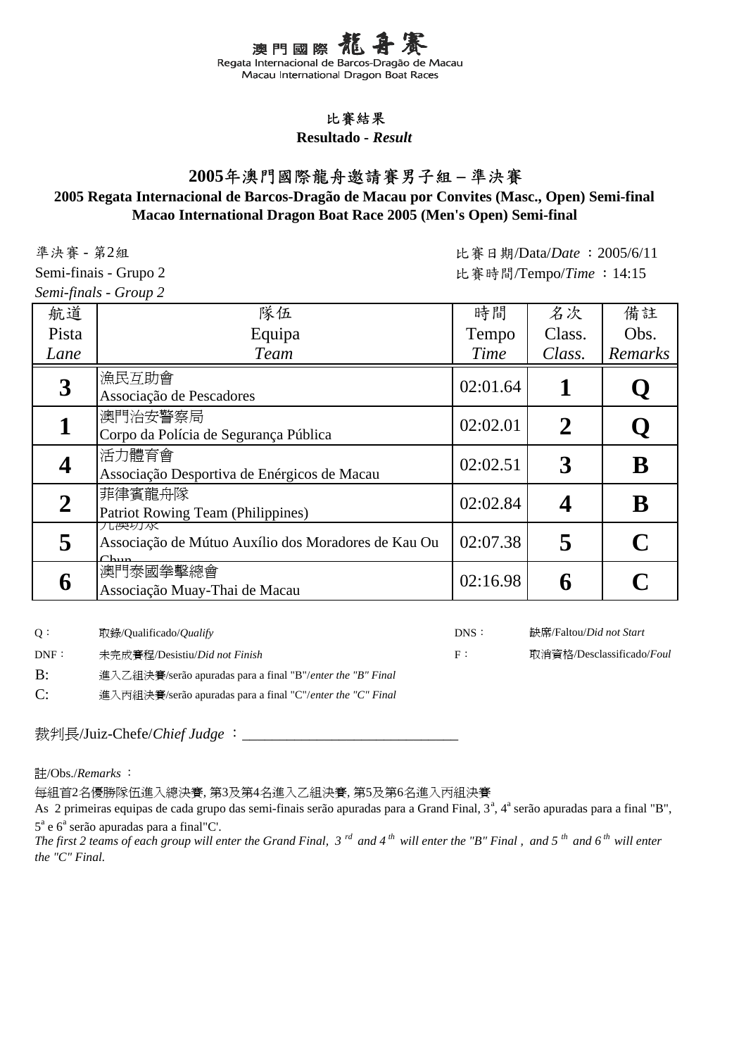澳門國際龍舟賽
Regata Internacional de Barcos-Dragão de Macau
Macau International Dragon Boat Races

比賽結果

**Resultado - *Result***

## 2005年澳門國際龍舟邀請賽男子組 – 準決賽

### 2005 Regata Internacional de Barcos-Dragão de Macau por Convites (Masc., Open) Semi-final
### Macao International Dragon Boat Race 2005 (Men's Open) Semi-final

準決賽 - 第2組
Semi-finais - Grupo 2
*Semi-finals - Group 2*

比賽日期/Data/*Date* ：2005/6/11
比賽時間/Tempo/*Time* ：14:15

| 航道 Pista *Lane* | 隊伍 Equipa *Team* | 時間 Tempo *Time* | 名次 Class. *Class.* | 備註 Obs. *Remarks* |
|---|---|---|---|---|
| **3** | 漁民互助會 Associação de Pescadores | 02:01.64 | **1** | **Q** |
| **1** | 澳門治安警察局 Corpo da Polícia de Segurança Pública | 02:02.01 | **2** | **Q** |
| **4** | 活力體育會 Associação Desportiva de Enérgicos de Macau | 02:02.51 | **3** | **B** |
| **2** | 菲律賓龍舟隊 Patriot Rowing Team (Philippines) | 02:02.84 | **4** | **B** |
| **5** | 九澳坊眾 Associação de Mútuo Auxílio dos Moradores de Kau Ou Chun | 02:07.38 | **5** | **C** |
| **6** | 澳門泰國拳擊總會 Associação Muay-Thai de Macau | 02:16.98 | **6** | **C** |

Q： 取錄/Qualificado/*Qualify*
DNS： 缺席/Faltou/*Did not Start*
DNF： 未完成賽程/Desistiu/*Did not Finish*
F： 取消資格/Desclassificado/*Foul*
B: 進入乙組決賽/serão apuradas para a final "B"/*enter the "B" Final*
C: 進入丙組決賽/serão apuradas para a final "C"/*enter the "C" Final*

裁判長/Juiz-Chefe/*Chief Judge* ：______________________________

註/Obs./*Remarks* ：

每組首2名優勝隊伍進入總決賽, 第3及第4名進入乙組決賽, 第5及第6名進入丙組決賽

As 2 primeiras equipas de cada grupo das semi-finais serão apuradas para a Grand Final, 3ª, 4ª serão apuradas para a final "B", 5ª e 6ª serão apuradas para a final"C'.

*The first 2 teams of each group will enter the Grand Final, 3rd and 4th will enter the "B" Final , and 5th and 6th will enter the "C" Final.*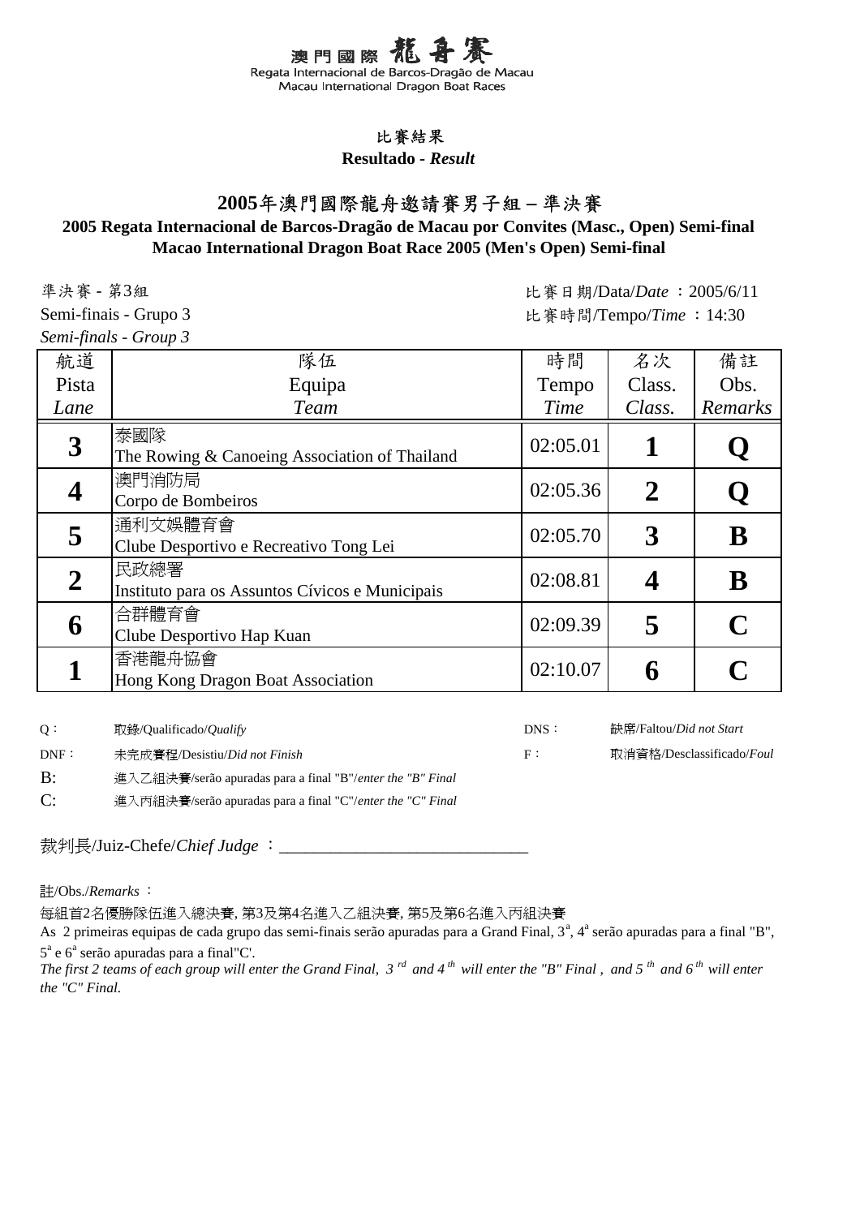# 澳門國際龍舟賽

Regata Internacional de Barcos-Dragão de Macau
Macau International Dragon Boat Races

## 比賽結果

**Resultado** - ***Result***

## 2005年澳門國際龍舟邀請賽男子組 – 準決賽

**2005 Regata Internacional de Barcos-Dragão de Macau por Convites (Masc., Open) Semi-final**
**Macao International Dragon Boat Race 2005 (Men's Open) Semi-final**

準決賽 - 第3組
Semi-finais - Grupo 3
*Semi-finals - Group 3*

比賽日期/Data/*Date* ：2005/6/11
比賽時間/Tempo/*Time* ：14:30

| 航道<br>Pista<br>*Lane* | 隊伍<br>Equipa<br>*Team* | 時間<br>Tempo<br>*Time* | 名次<br>Class.<br>*Class.* | 備註<br>Obs.<br>*Remarks* |
|---|---|---|---|---|
| **3** | 泰國隊<br>The Rowing & Canoeing Association of Thailand | 02:05.01 | **1** | **Q** |
| **4** | 澳門消防局<br>Corpo de Bombeiros | 02:05.36 | **2** | **Q** |
| **5** | 通利文娛體育會<br>Clube Desportivo e Recreativo Tong Lei | 02:05.70 | **3** | **B** |
| **2** | 民政總署<br>Instituto para os Assuntos Cívicos e Municipais | 02:08.81 | **4** | **B** |
| **6** | 合群體育會<br>Clube Desportivo Hap Kuan | 02:09.39 | **5** | **C** |
| **1** | 香港龍舟協會<br>Hong Kong Dragon Boat Association | 02:10.07 | **6** | **C** |

Q： 取錄/Qualificado/*Qualify*
DNS： 缺席/Faltou/*Did not Start*
DNF： 未完成賽程/Desistiu/*Did not Finish*
F： 取消資格/Desclassificado/*Foul*
B: 進入乙組決賽/serão apuradas para a final "B"/*enter the "B" Final*
C: 進入丙組決賽/serão apuradas para a final "C"/*enter the "C" Final*

裁判長/Juiz-Chefe/*Chief Judge* ：_____________________________

註/Obs./*Remarks* ：

每組首2名優勝隊伍進入總決賽, 第3及第4名進入乙組決賽, 第5及第6名進入丙組決賽

As 2 primeiras equipas de cada grupo das semi-finais serão apuradas para a Grand Final, 3ª, 4ª serão apuradas para a final "B", 5ª e 6ª serão apuradas para a final"C'.

*The first 2 teams of each group will enter the Grand Final, 3rd and 4th will enter the "B" Final , and 5th and 6th will enter the "C" Final.*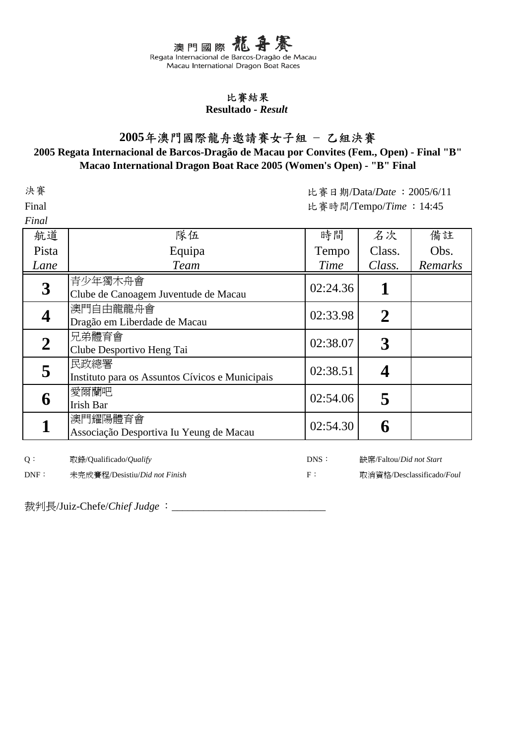澳門國際龍舟賽
Regata Internacional de Barcos-Dragão de Macau
Macau International Dragon Boat Races

**比賽結果**
**Resultado - *Result***

## 2005年澳門國際龍舟邀請賽女子組 － 乙組決賽
**2005 Regata Internacional de Barcos-Dragão de Macau por Convites (Fem., Open) - Final "B"**
**Macao International Dragon Boat Race 2005 (Women's Open) - "B" Final**

決賽
Final
*Final*

比賽日期/Data/*Date* ：2005/6/11
比賽時間/Tempo/*Time* ：14:45

| 航道<br>Pista<br>*Lane* | 隊伍<br>Equipa<br>*Team* | 時間<br>Tempo<br>*Time* | 名次<br>Class.<br>*Class.* | 備註<br>Obs.<br>*Remarks* |
|---|---|---|---|---|
| **3** | 青少年獨木舟會<br>Clube de Canoagem Juventude de Macau | 02:24.36 | **1** | |
| **4** | 澳門自由龍龍舟會<br>Dragão em Liberdade de Macau | 02:33.98 | **2** | |
| **2** | 兄弟體育會<br>Clube Desportivo Heng Tai | 02:38.07 | **3** | |
| **5** | 民政總署<br>Instituto para os Assuntos Cívicos e Municipais | 02:38.51 | **4** | |
| **6** | 愛爾蘭吧<br>Irish Bar | 02:54.06 | **5** | |
| **1** | 澳門耀陽體育會<br>Associação Desportiva Iu Yeung de Macau | 02:54.30 | **6** | |

Q： 取錄/Qualificado/*Qualify*
DNS： 缺席/Faltou/*Did not Start*
DNF： 未完成賽程/Desistiu/*Did not Finish*
F： 取消資格/Desclassificado/*Foul*

裁判長/Juiz-Chefe/*Chief Judge* ：_____________________________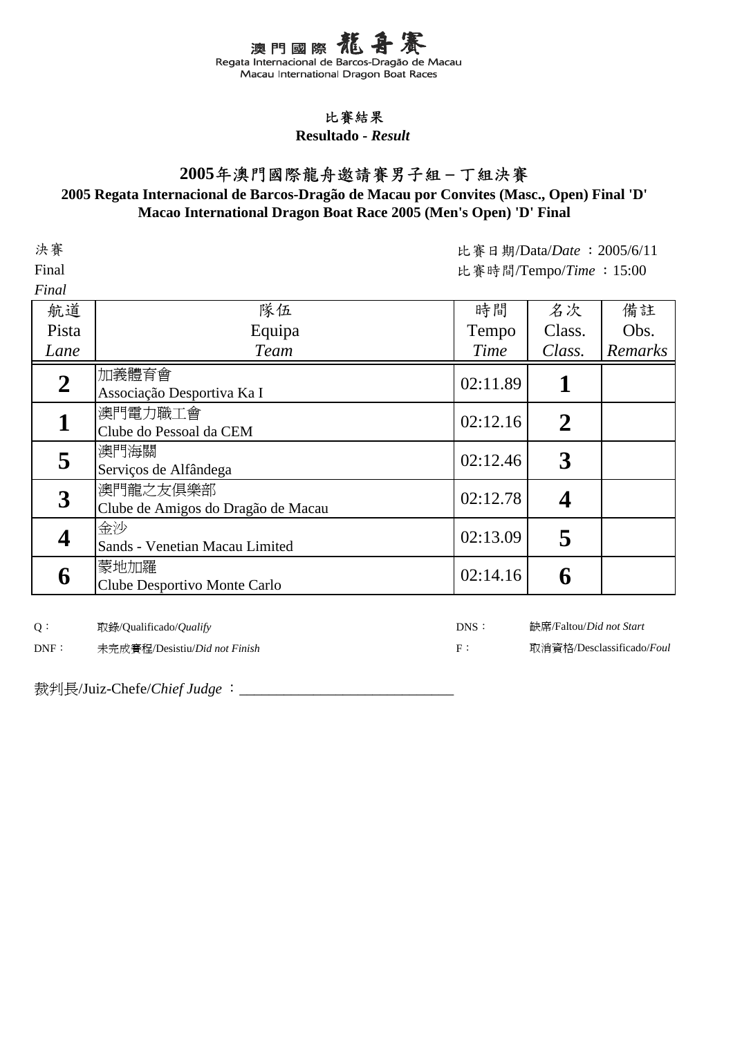# 澳門國際龍舟賽

Regata Internacional de Barcos-Dragão de Macau
Macau International Dragon Boat Races

## 比賽結果

**Resultado -** ***Result***

## 2005年澳門國際龍舟邀請賽男子組－丁組決賽

**2005 Regata Internacional de Barcos-Dragão de Macau por Convites (Masc., Open) Final 'D'**
**Macao International Dragon Boat Race 2005 (Men's Open) 'D' Final**

決賽
Final
*Final*

比賽日期/Data/*Date* ：2005/6/11
比賽時間/Tempo/*Time* ：15:00

| 航道<br>Pista<br>*Lane* | 隊伍<br>Equipa<br>*Team* | 時間<br>Tempo<br>*Time* | 名次<br>Class.<br>*Class.* | 備註<br>Obs.<br>*Remarks* |
|---|---|---|---|---|
| **2** | 加義體育會<br>Associação Desportiva Ka I | 02:11.89 | **1** | |
| **1** | 澳門電力職工會<br>Clube do Pessoal da CEM | 02:12.16 | **2** | |
| **5** | 澳門海關<br>Serviços de Alfândega | 02:12.46 | **3** | |
| **3** | 澳門龍之友俱樂部<br>Clube de Amigos do Dragão de Macau | 02:12.78 | **4** | |
| **4** | 金沙<br>Sands - Venetian Macau Limited | 02:13.09 | **5** | |
| **6** | 蒙地加羅<br>Clube Desportivo Monte Carlo | 02:14.16 | **6** | |

Q： 取錄/Qualificado/*Qualify*　　DNS： 缺席/Faltou/*Did not Start*

DNF： 未完成賽程/Desistiu/*Did not Finish*　　F： 取消資格/Desclassificado/*Foul*

裁判長/Juiz-Chefe/*Chief Judge* ：____________________________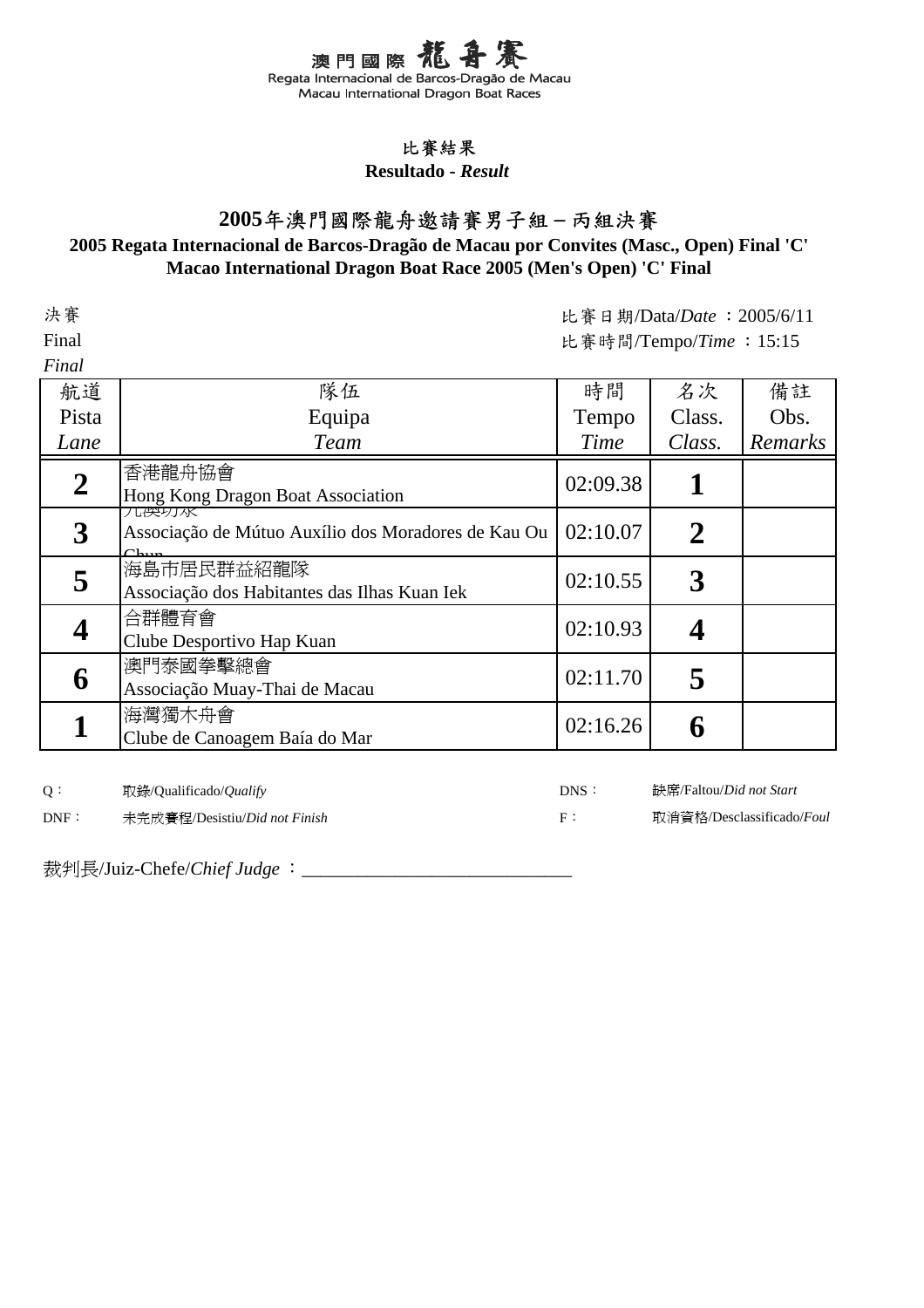澳門國際龍舟賽
Regata Internacional de Barcos-Dragão de Macau
Macau International Dragon Boat Races

## 比賽結果
**Resultado - *Result***

# 2005年澳門國際龍舟邀請賽男子組－丙組決賽
**2005 Regata Internacional de Barcos-Dragão de Macau por Convites (Masc., Open) Final 'C'**
**Macao International Dragon Boat Race 2005 (Men's Open) 'C' Final**

決賽
Final
*Final*

比賽日期/Data/*Date* ：2005/6/11
比賽時間/Tempo/*Time* ：15:15

| 航道<br>Pista<br>*Lane* | 隊伍<br>Equipa<br>*Team* | 時間<br>Tempo<br>*Time* | 名次<br>Class.<br>*Class.* | 備註<br>Obs.<br>*Remarks* |
|---|---|---|---|---|
| **2** | 香港龍舟協會<br>Hong Kong Dragon Boat Association | 02:09.38 | **1** | |
| **3** | 九澳互助會<br>Associação de Mútuo Auxílio dos Moradores de Kau Ou Chun | 02:10.07 | **2** | |
| **5** | 海島市居民群益紹龍隊<br>Associação dos Habitantes das Ilhas Kuan Iek | 02:10.55 | **3** | |
| **4** | 合群體育會<br>Clube Desportivo Hap Kuan | 02:10.93 | **4** | |
| **6** | 澳門泰國拳擊總會<br>Associação Muay-Thai de Macau | 02:11.70 | **5** | |
| **1** | 海灣獨木舟會<br>Clube de Canoagem Baía do Mar | 02:16.26 | **6** | |

Q： 取錄/Qualificado/*Qualify*
DNS： 缺席/Faltou/*Did not Start*
DNF： 未完成賽程/Desistiu/*Did not Finish*
F： 取消資格/Desclassificado/*Foul*

裁判長/Juiz-Chefe/*Chief Judge* ：_____________________________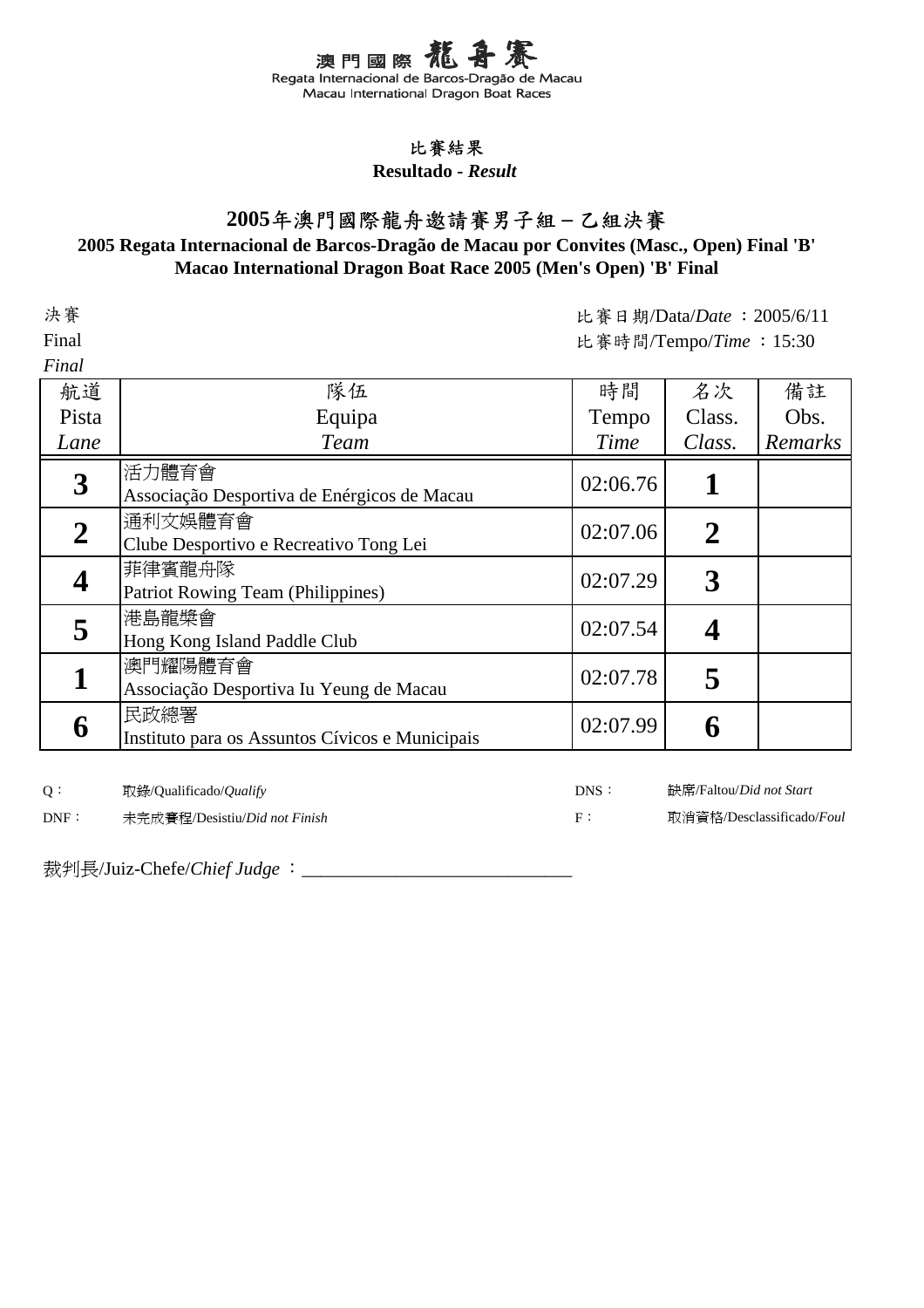# 澳門國際龍舟賽

Regata Internacional de Barcos-Dragão de Macau

Macau International Dragon Boat Races

## 比賽結果

**Resultado - *Result***

## 2005年澳門國際龍舟邀請賽男子組－乙組決賽

**2005 Regata Internacional de Barcos-Dragão de Macau por Convites (Masc., Open) Final 'B'**

**Macao International Dragon Boat Race 2005 (Men's Open) 'B' Final**

決賽
Final
*Final*

比賽日期/Data/*Date* ：2005/6/11
比賽時間/Tempo/*Time* ：15:30

| 航道 Pista *Lane* | 隊伍 Equipa *Team* | 時間 Tempo *Time* | 名次 Class. *Class.* | 備註 Obs. *Remarks* |
|---|---|---|---|---|
| **3** | 活力體育會 Associação Desportiva de Enérgicos de Macau | 02:06.76 | **1** | |
| **2** | 通利文娛體育會 Clube Desportivo e Recreativo Tong Lei | 02:07.06 | **2** | |
| **4** | 菲律賓龍舟隊 Patriot Rowing Team (Philippines) | 02:07.29 | **3** | |
| **5** | 港島龍槳會 Hong Kong Island Paddle Club | 02:07.54 | **4** | |
| **1** | 澳門耀陽體育會 Associação Desportiva Iu Yeung de Macau | 02:07.78 | **5** | |
| **6** | 民政總署 Instituto para os Assuntos Cívicos e Municipais | 02:07.99 | **6** | |

Q： 取錄/Qualificado/*Qualify*　　DNS： 缺席/Faltou/*Did not Start*

DNF： 未完成賽程/Desistiu/*Did not Finish*　　F： 取消資格/Desclassificado/*Foul*

裁判長/Juiz-Chefe/*Chief Judge* ：_____________________________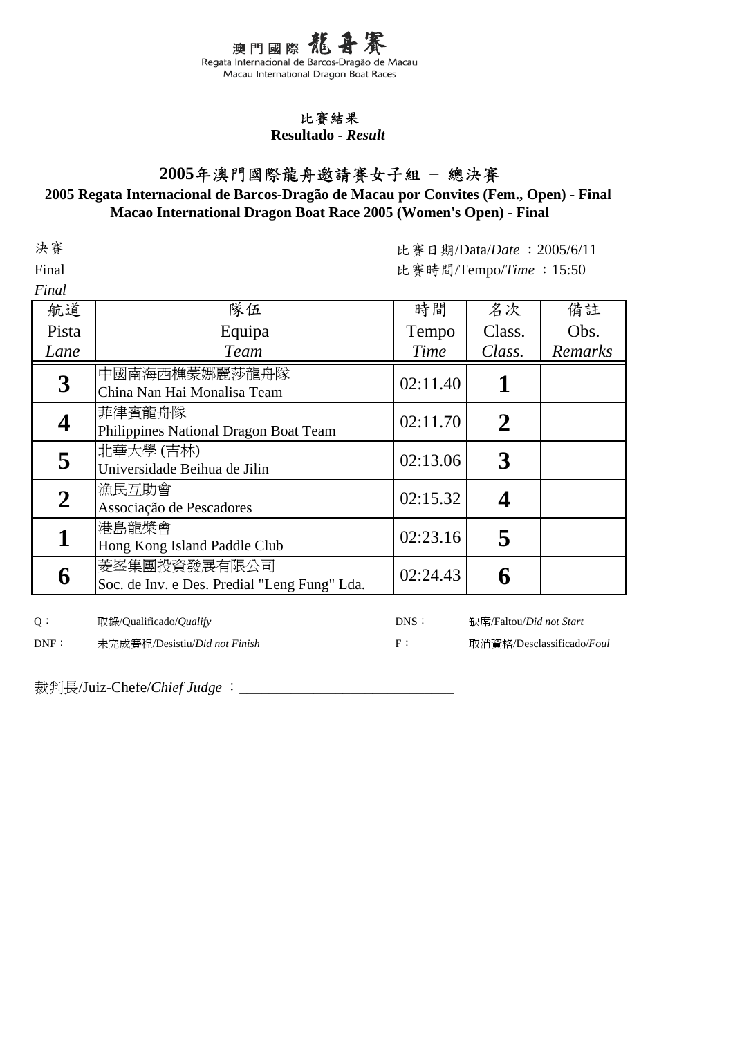澳門國際龍舟賽
Regata Internacional de Barcos-Dragão de Macau
Macau International Dragon Boat Races

比賽結果
**Resultado - *Result***

## 2005年澳門國際龍舟邀請賽女子組 － 總決賽
### 2005 Regata Internacional de Barcos-Dragão de Macau por Convites (Fem., Open) - Final
### Macao International Dragon Boat Race 2005 (Women's Open) - Final

決賽
Final
*Final*

比賽日期/Data/*Date* ：2005/6/11
比賽時間/Tempo/*Time* ：15:50

| 航道<br>Pista<br>*Lane* | 隊伍<br>Equipa<br>*Team* | 時間<br>Tempo<br>*Time* | 名次<br>Class.<br>*Class.* | 備註<br>Obs.<br>*Remarks* |
|---|---|---|---|---|
| **3** | 中國南海西樵蒙娜麗莎龍舟隊<br>China Nan Hai Monalisa Team | 02:11.40 | **1** | |
| **4** | 菲律賓龍舟隊<br>Philippines National Dragon Boat Team | 02:11.70 | **2** | |
| **5** | 北華大學 (吉林)<br>Universidade Beihua de Jilin | 02:13.06 | **3** | |
| **2** | 漁民互助會<br>Associação de Pescadores | 02:15.32 | **4** | |
| **1** | 港島龍槳會<br>Hong Kong Island Paddle Club | 02:23.16 | **5** | |
| **6** | 菱峯集團投資發展有限公司<br>Soc. de Inv. e Des. Predial "Leng Fung" Lda. | 02:24.43 | **6** | |

Q： 取錄/Qualificado/*Qualify*　　DNS： 缺席/Faltou/*Did not Start*
DNF： 未完成賽程/Desistiu/*Did not Finish*　　F： 取消資格/Desclassificado/*Foul*

裁判長/Juiz-Chefe/*Chief Judge* ：____________________________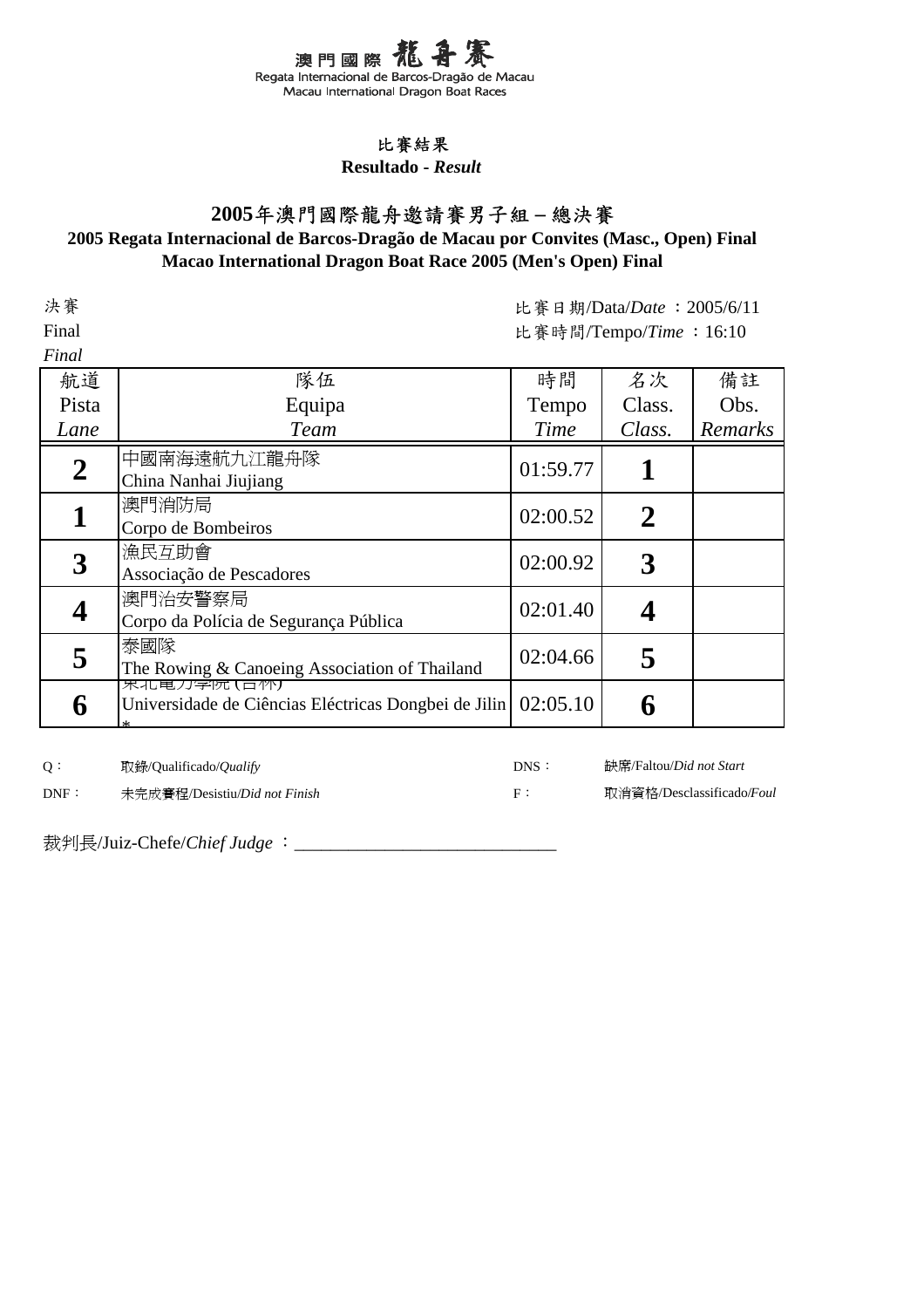澳門國際龍舟賽
Regata Internacional de Barcos-Dragão de Macau
Macau International Dragon Boat Races

比賽結果
**Resultado - *Result***

## 2005年澳門國際龍舟邀請賽男子組－總決賽
### 2005 Regata Internacional de Barcos-Dragão de Macau por Convites (Masc., Open) Final
### Macao International Dragon Boat Race 2005 (Men's Open) Final

決賽
Final
*Final*

比賽日期/Data/*Date* ：2005/6/11
比賽時間/Tempo/*Time* ：16:10

| 航道 Pista *Lane* | 隊伍 Equipa *Team* | 時間 Tempo *Time* | 名次 Class. *Class.* | 備註 Obs. *Remarks* |
|---|---|---|---|---|
| **2** | 中國南海遠航九江龍舟隊 China Nanhai Jiujiang | 01:59.77 | **1** | |
| **1** | 澳門消防局 Corpo de Bombeiros | 02:00.52 | **2** | |
| **3** | 漁民互助會 Associação de Pescadores | 02:00.92 | **3** | |
| **4** | 澳門治安警察局 Corpo da Polícia de Segurança Pública | 02:01.40 | **4** | |
| **5** | 泰國隊 The Rowing & Canoeing Association of Thailand | 02:04.66 | **5** | |
| **6** | 東北電力學院 (吉林) Universidade de Ciências Eléctricas Dongbei de Jilin * | 02:05.10 | **6** | |

Q： 取錄/Qualificado/*Qualify*
DNS： 缺席/Faltou/*Did not Start*
DNF： 未完成賽程/Desistiu/*Did not Finish*
F： 取消資格/Desclassificado/*Foul*

裁判長/Juiz-Chefe/*Chief Judge* ：_____________________________